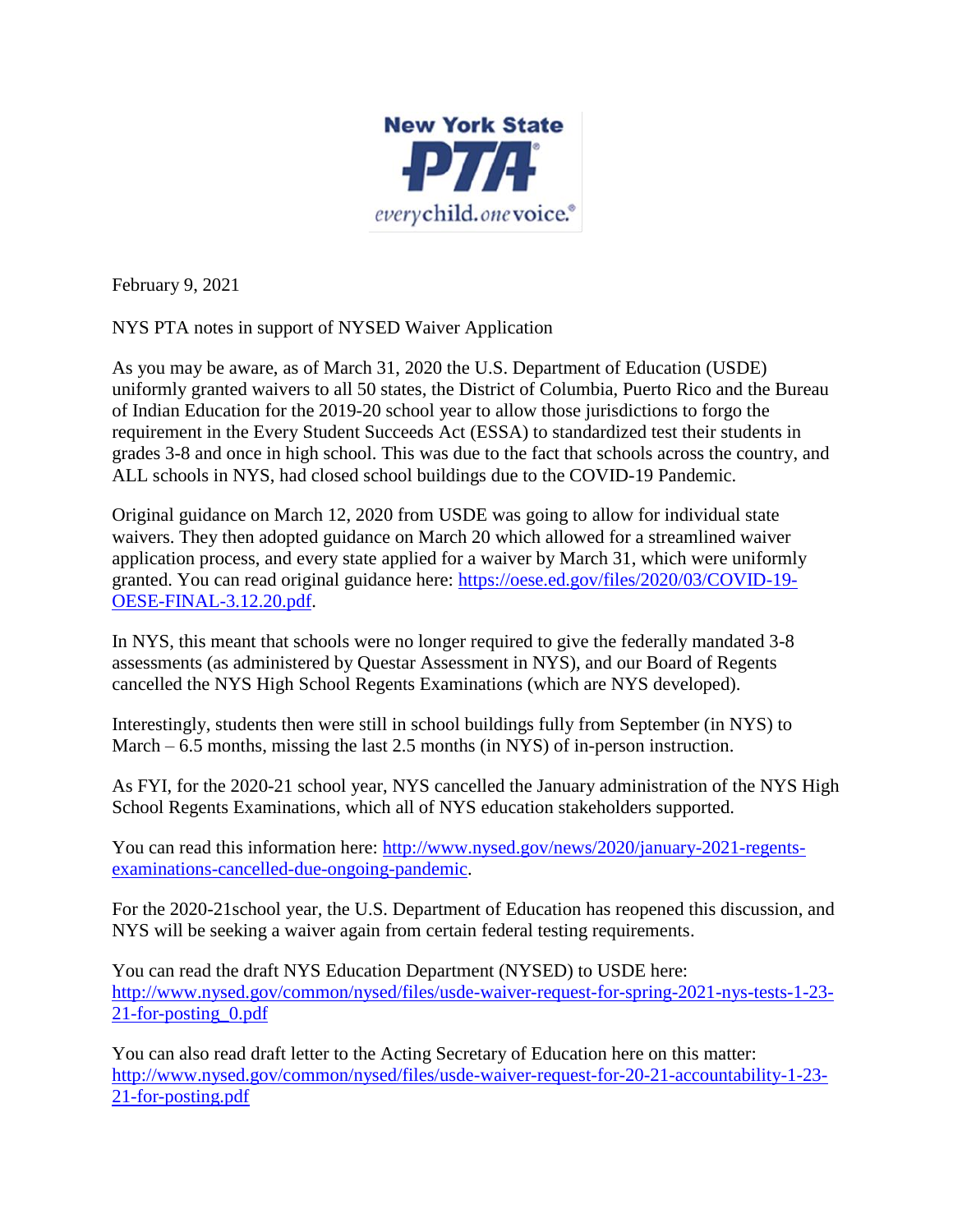February 9, 2021

NYS PTA notes in support of NYSED Waiver Application

As you may be aware, as of March 31, 2020 the U.S. Department of Education (USDE) uniformly granted waivers to all 50 states, the District of Columbia, Puerto Rico and the Bureau of Indian Education for the 2019-20 school year to allow those jurisdictions to forgo the requirement in the Every Student Succeeds Act (ESSA) to standardized test their students in grades 3-8 and once in high school. This was due to the fact that schools across the country, and ALL schools in NYS, had closed school buildings due to the COVID-19 Pandemic.

Original guidance on March 12, 2020 from USDE was going to allow for individual state waivers. They then adopted guidance on March 20 which allowed for a streamlined waiver application process, and every state applied for a waiver by March 31, which were uniformly granted. You can read original guidance here: [https://oese.ed.gov/files/2020/03/COVID-19-OESE-FINAL-3.12.20.pdf](https://oese.ed.gov/files/2020/03/COVID-19-OESE-FINAL-3.12.20.pdf).

In NYS, this meant that schools were no longer required to give the federally mandated 3-8 assessments (as administered by Questar Assessment in NYS), and our Board of Regents cancelled the NYS High School Regents Examinations (which are NYS developed).

Interestingly, students then were still in school buildings fully from September (in NYS) to March – 6.5 months, missing the last 2.5 months (in NYS) of in-person instruction.

As FYI, for the 2020-21 school year, NYS cancelled the January administration of the NYS High School Regents Examinations, which all of NYS education stakeholders supported.

You can read this information here: [http://www.nysed.gov/news/2020/january-2021-regents-examinations-cancelled-due-ongoing-pandemic](http://www.nysed.gov/news/2020/january-2021-regents-examinations-cancelled-due-ongoing-pandemic).

For the 2020-21school year, the U.S. Department of Education has reopened this discussion, and NYS will be seeking a waiver again from certain federal testing requirements.

You can read the draft NYS Education Department (NYSED) to USDE here: [http://www.nysed.gov/common/nysed/files/usde-waiver-request-for-spring-2021-nys-tests-1-23-21-for-posting_0.pdf](http://www.nysed.gov/common/nysed/files/usde-waiver-request-for-spring-2021-nys-tests-1-23-21-for-posting_0.pdf)

You can also read draft letter to the Acting Secretary of Education here on this matter: [http://www.nysed.gov/common/nysed/files/usde-waiver-request-for-20-21-accountability-1-23-21-for-posting.pdf](http://www.nysed.gov/common/nysed/files/usde-waiver-request-for-20-21-accountability-1-23-21-for-posting.pdf)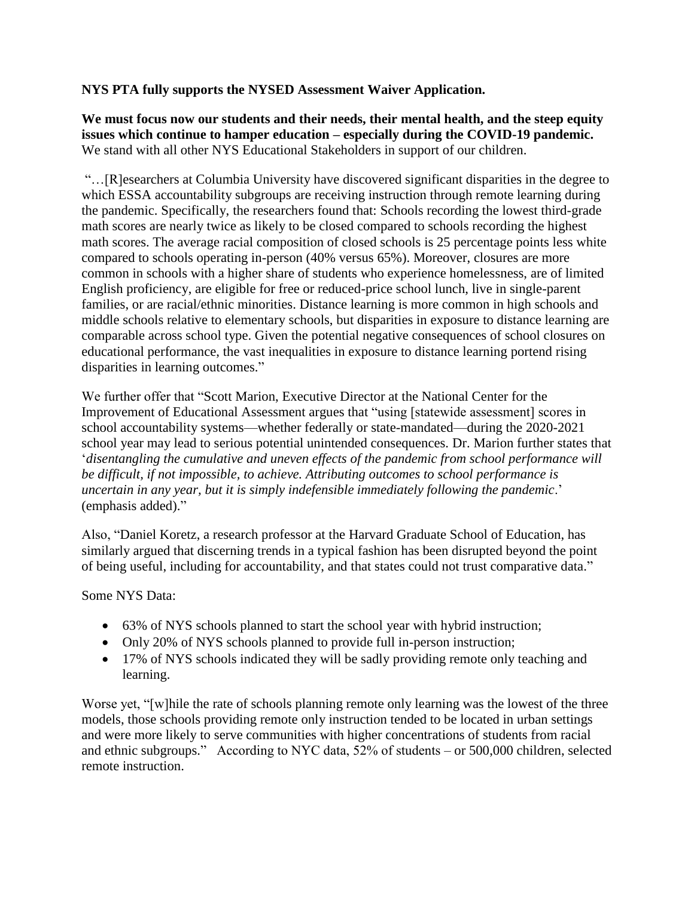**NYS PTA fully supports the NYSED Assessment Waiver Application.**

**We must focus now our students and their needs, their mental health, and the steep equity issues which continue to hamper education – especially during the COVID-19 pandemic.** We stand with all other NYS Educational Stakeholders in support of our children.

"…[R]esearchers at Columbia University have discovered significant disparities in the degree to which ESSA accountability subgroups are receiving instruction through remote learning during the pandemic. Specifically, the researchers found that: Schools recording the lowest third-grade math scores are nearly twice as likely to be closed compared to schools recording the highest math scores. The average racial composition of closed schools is 25 percentage points less white compared to schools operating in-person (40% versus 65%). Moreover, closures are more common in schools with a higher share of students who experience homelessness, are of limited English proficiency, are eligible for free or reduced-price school lunch, live in single-parent families, or are racial/ethnic minorities. Distance learning is more common in high schools and middle schools relative to elementary schools, but disparities in exposure to distance learning are comparable across school type. Given the potential negative consequences of school closures on educational performance, the vast inequalities in exposure to distance learning portend rising disparities in learning outcomes."

We further offer that "Scott Marion, Executive Director at the National Center for the Improvement of Educational Assessment argues that "using [statewide assessment] scores in school accountability systems—whether federally or state-mandated—during the 2020-2021 school year may lead to serious potential unintended consequences. Dr. Marion further states that '*disentangling the cumulative and uneven effects of the pandemic from school performance will be difficult, if not impossible, to achieve. Attributing outcomes to school performance is uncertain in any year, but it is simply indefensible immediately following the pandemic*.' (emphasis added)."

Also, "Daniel Koretz, a research professor at the Harvard Graduate School of Education, has similarly argued that discerning trends in a typical fashion has been disrupted beyond the point of being useful, including for accountability, and that states could not trust comparative data."

Some NYS Data:

- 63% of NYS schools planned to start the school year with hybrid instruction;
- Only 20% of NYS schools planned to provide full in-person instruction;
- 17% of NYS schools indicated they will be sadly providing remote only teaching and learning.

Worse yet, "[w]hile the rate of schools planning remote only learning was the lowest of the three models, those schools providing remote only instruction tended to be located in urban settings and were more likely to serve communities with higher concentrations of students from racial and ethnic subgroups." According to NYC data, 52% of students – or 500,000 children, selected remote instruction.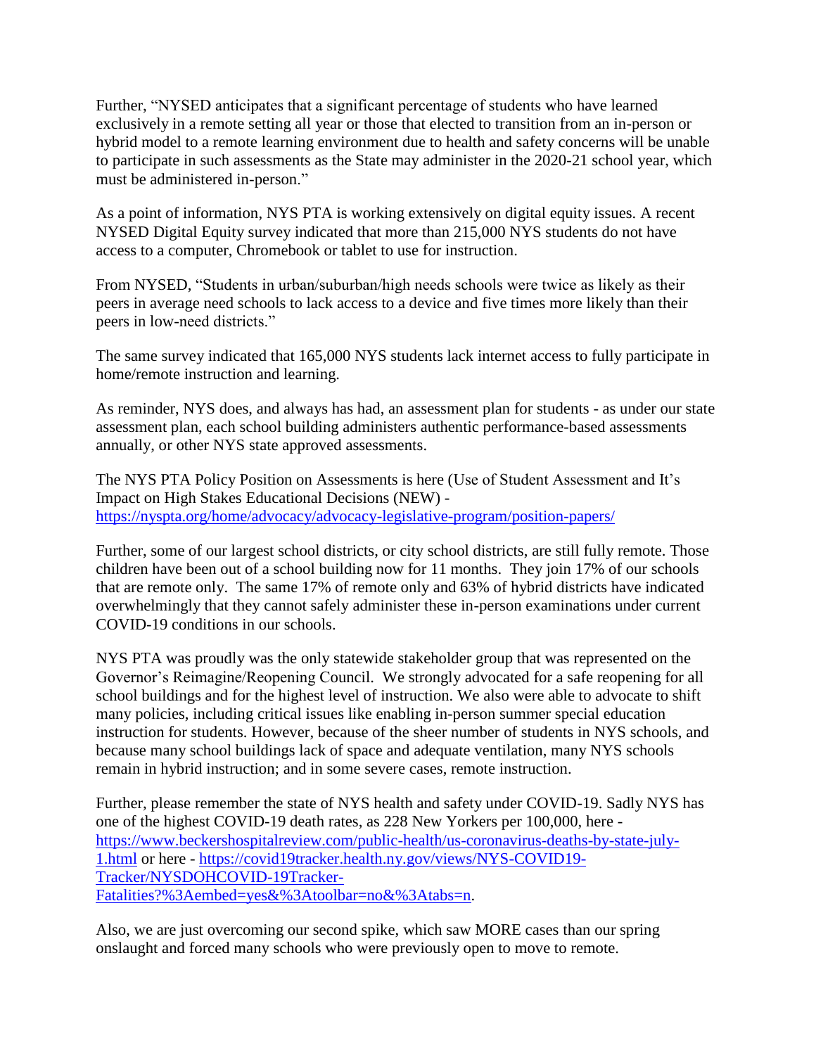Further, "NYSED anticipates that a significant percentage of students who have learned exclusively in a remote setting all year or those that elected to transition from an in-person or hybrid model to a remote learning environment due to health and safety concerns will be unable to participate in such assessments as the State may administer in the 2020-21 school year, which must be administered in-person."

As a point of information, NYS PTA is working extensively on digital equity issues. A recent NYSED Digital Equity survey indicated that more than 215,000 NYS students do not have access to a computer, Chromebook or tablet to use for instruction.

From NYSED, "Students in urban/suburban/high needs schools were twice as likely as their peers in average need schools to lack access to a device and five times more likely than their peers in low-need districts."

The same survey indicated that 165,000 NYS students lack internet access to fully participate in home/remote instruction and learning.

As reminder, NYS does, and always has had, an assessment plan for students - as under our state assessment plan, each school building administers authentic performance-based assessments annually, or other NYS state approved assessments.

The NYS PTA Policy Position on Assessments is here (Use of Student Assessment and It's Impact on High Stakes Educational Decisions (NEW) - [https://nyspta.org/home/advocacy/advocacy-legislative-program/position-papers/](https://nyspta.org/home/advocacy/advocacy-legislative-program/position-papers/)

Further, some of our largest school districts, or city school districts, are still fully remote. Those children have been out of a school building now for 11 months. They join 17% of our schools that are remote only. The same 17% of remote only and 63% of hybrid districts have indicated overwhelmingly that they cannot safely administer these in-person examinations under current COVID-19 conditions in our schools.

NYS PTA was proudly was the only statewide stakeholder group that was represented on the Governor's Reimagine/Reopening Council. We strongly advocated for a safe reopening for all school buildings and for the highest level of instruction. We also were able to advocate to shift many policies, including critical issues like enabling in-person summer special education instruction for students. However, because of the sheer number of students in NYS schools, and because many school buildings lack of space and adequate ventilation, many NYS schools remain in hybrid instruction; and in some severe cases, remote instruction.

Further, please remember the state of NYS health and safety under COVID-19. Sadly NYS has one of the highest COVID-19 death rates, as 228 New Yorkers per 100,000, here - [https://www.beckershospitalreview.com/public-health/us-coronavirus-deaths-by-state-july-1.html](https://www.beckershospitalreview.com/public-health/us-coronavirus-deaths-by-state-july-1.html) or here - [https://covid19tracker.health.ny.gov/views/NYS-COVID19-Tracker/NYSDOHCOVID-19Tracker-Fatalities?%3Aembed=yes&%3Atoolbar=no&%3Atabs=n](https://covid19tracker.health.ny.gov/views/NYS-COVID19-Tracker/NYSDOHCOVID-19Tracker-Fatalities?%3Aembed=yes&%3Atoolbar=no&%3Atabs=n).

Also, we are just overcoming our second spike, which saw MORE cases than our spring onslaught and forced many schools who were previously open to move to remote.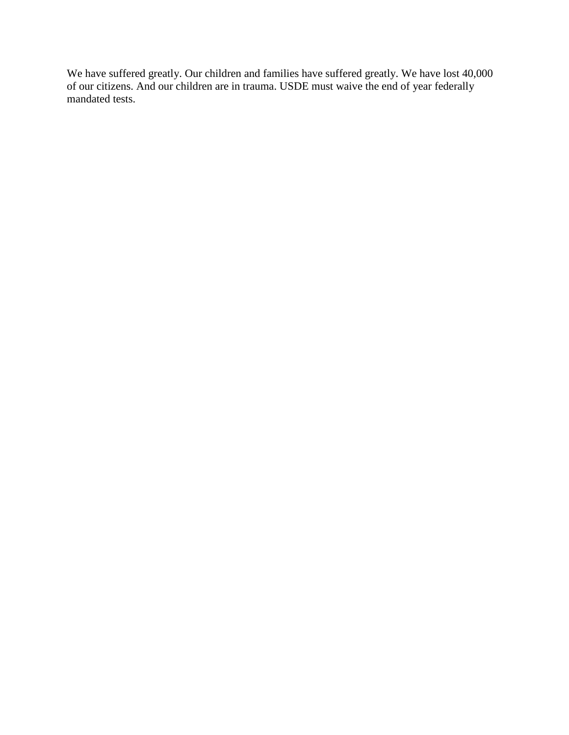We have suffered greatly. Our children and families have suffered greatly. We have lost 40,000 of our citizens. And our children are in trauma. USDE must waive the end of year federally mandated tests.